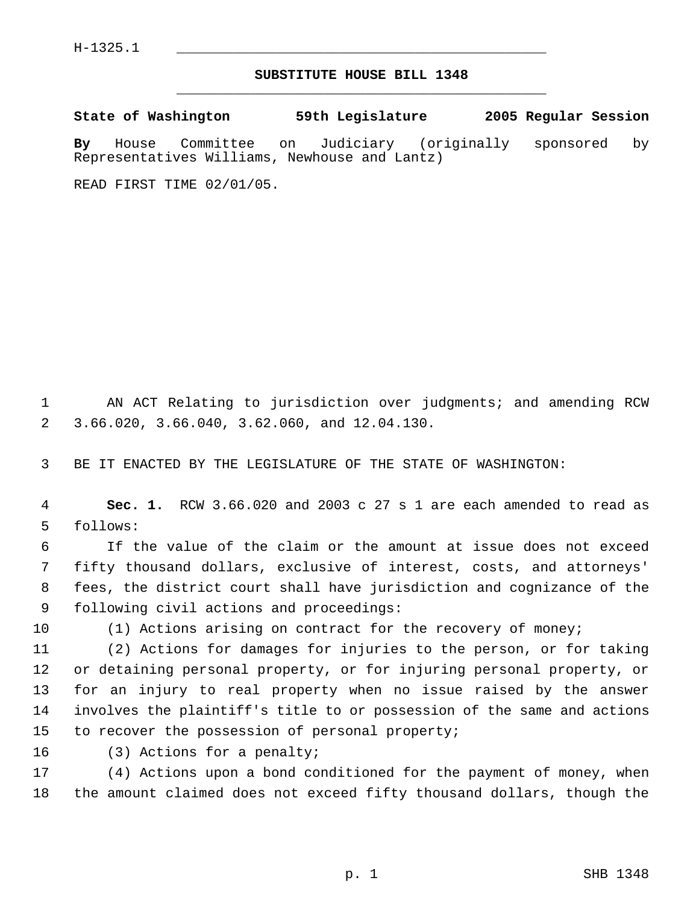H-1325.1

# SUBSTITUTE HOUSE BILL 1348

**State of Washington 59th Legislature 2005 Regular Session**

**By** House Committee on Judiciary (originally sponsored by Representatives Williams, Newhouse and Lantz)

READ FIRST TIME 02/01/05.

AN ACT Relating to jurisdiction over judgments; and amending RCW 3.66.020, 3.66.040, 3.62.060, and 12.04.130.

BE IT ENACTED BY THE LEGISLATURE OF THE STATE OF WASHINGTON:

**Sec. 1.** RCW 3.66.020 and 2003 c 27 s 1 are each amended to read as follows:

If the value of the claim or the amount at issue does not exceed fifty thousand dollars, exclusive of interest, costs, and attorneys' fees, the district court shall have jurisdiction and cognizance of the following civil actions and proceedings:

(1) Actions arising on contract for the recovery of money;

(2) Actions for damages for injuries to the person, or for taking or detaining personal property, or for injuring personal property, or for an injury to real property when no issue raised by the answer involves the plaintiff's title to or possession of the same and actions to recover the possession of personal property;

(3) Actions for a penalty;

(4) Actions upon a bond conditioned for the payment of money, when the amount claimed does not exceed fifty thousand dollars, though the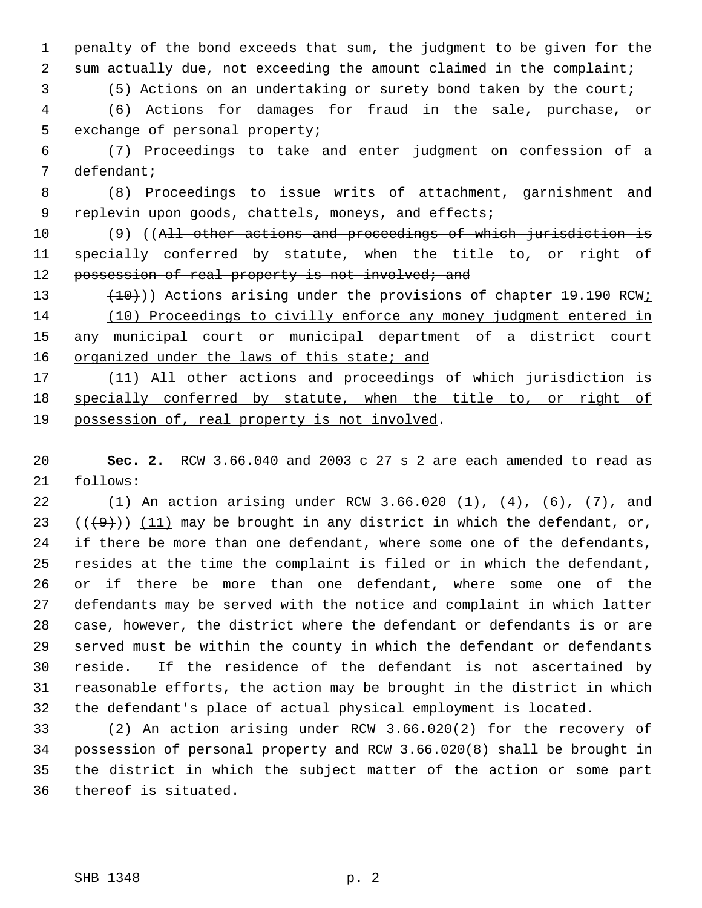penalty of the bond exceeds that sum, the judgment to be given for the sum actually due, not exceeding the amount claimed in the complaint;

(5) Actions on an undertaking or surety bond taken by the court;

(6) Actions for damages for fraud in the sale, purchase, or exchange of personal property;

(7) Proceedings to take and enter judgment on confession of a defendant;

(8) Proceedings to issue writs of attachment, garnishment and replevin upon goods, chattels, moneys, and effects;

(9) ((~~All other actions and proceedings of which jurisdiction is specially conferred by statute, when the title to, or right of possession of real property is not involved; and~~

~~(10)~~)) Actions arising under the provisions of chapter 19.190 RCW;

(10) Proceedings to civilly enforce any money judgment entered in any municipal court or municipal department of a district court organized under the laws of this state; and

(11) All other actions and proceedings of which jurisdiction is specially conferred by statute, when the title to, or right of possession of, real property is not involved.

**Sec. 2.** RCW 3.66.040 and 2003 c 27 s 2 are each amended to read as follows:

(1) An action arising under RCW 3.66.020 (1), (4), (6), (7), and ((~~(9)~~)) (11) may be brought in any district in which the defendant, or, if there be more than one defendant, where some one of the defendants, resides at the time the complaint is filed or in which the defendant, or if there be more than one defendant, where some one of the defendants may be served with the notice and complaint in which latter case, however, the district where the defendant or defendants is or are served must be within the county in which the defendant or defendants reside. If the residence of the defendant is not ascertained by reasonable efforts, the action may be brought in the district in which the defendant's place of actual physical employment is located.

(2) An action arising under RCW 3.66.020(2) for the recovery of possession of personal property and RCW 3.66.020(8) shall be brought in the district in which the subject matter of the action or some part thereof is situated.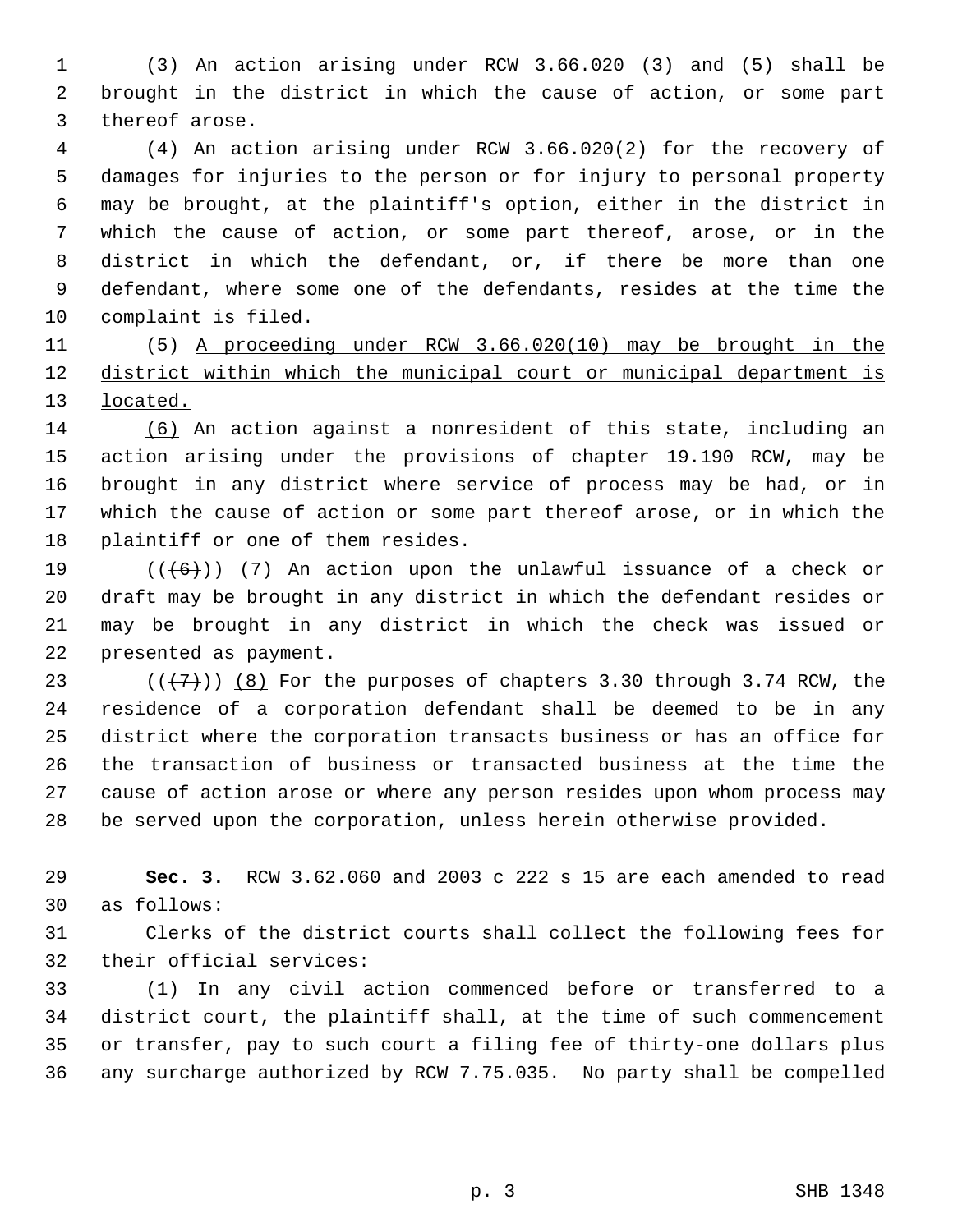(3) An action arising under RCW 3.66.020 (3) and (5) shall be brought in the district in which the cause of action, or some part thereof arose.

(4) An action arising under RCW 3.66.020(2) for the recovery of damages for injuries to the person or for injury to personal property may be brought, at the plaintiff's option, either in the district in which the cause of action, or some part thereof, arose, or in the district in which the defendant, or, if there be more than one defendant, where some one of the defendants, resides at the time the complaint is filed.

(5) <u>A proceeding under RCW 3.66.020(10) may be brought in the district within which the municipal court or municipal department is located.</u>

<u>(6)</u> An action against a nonresident of this state, including an action arising under the provisions of chapter 19.190 RCW, may be brought in any district where service of process may be had, or in which the cause of action or some part thereof arose, or in which the plaintiff or one of them resides.

(( ~~(6)~~ )) <u>(7)</u> An action upon the unlawful issuance of a check or draft may be brought in any district in which the defendant resides or may be brought in any district in which the check was issued or presented as payment.

(( ~~(7)~~ )) <u>(8)</u> For the purposes of chapters 3.30 through 3.74 RCW, the residence of a corporation defendant shall be deemed to be in any district where the corporation transacts business or has an office for the transaction of business or transacted business at the time the cause of action arose or where any person resides upon whom process may be served upon the corporation, unless herein otherwise provided.

**Sec. 3.** RCW 3.62.060 and 2003 c 222 s 15 are each amended to read as follows:

Clerks of the district courts shall collect the following fees for their official services:

(1) In any civil action commenced before or transferred to a district court, the plaintiff shall, at the time of such commencement or transfer, pay to such court a filing fee of thirty-one dollars plus any surcharge authorized by RCW 7.75.035. No party shall be compelled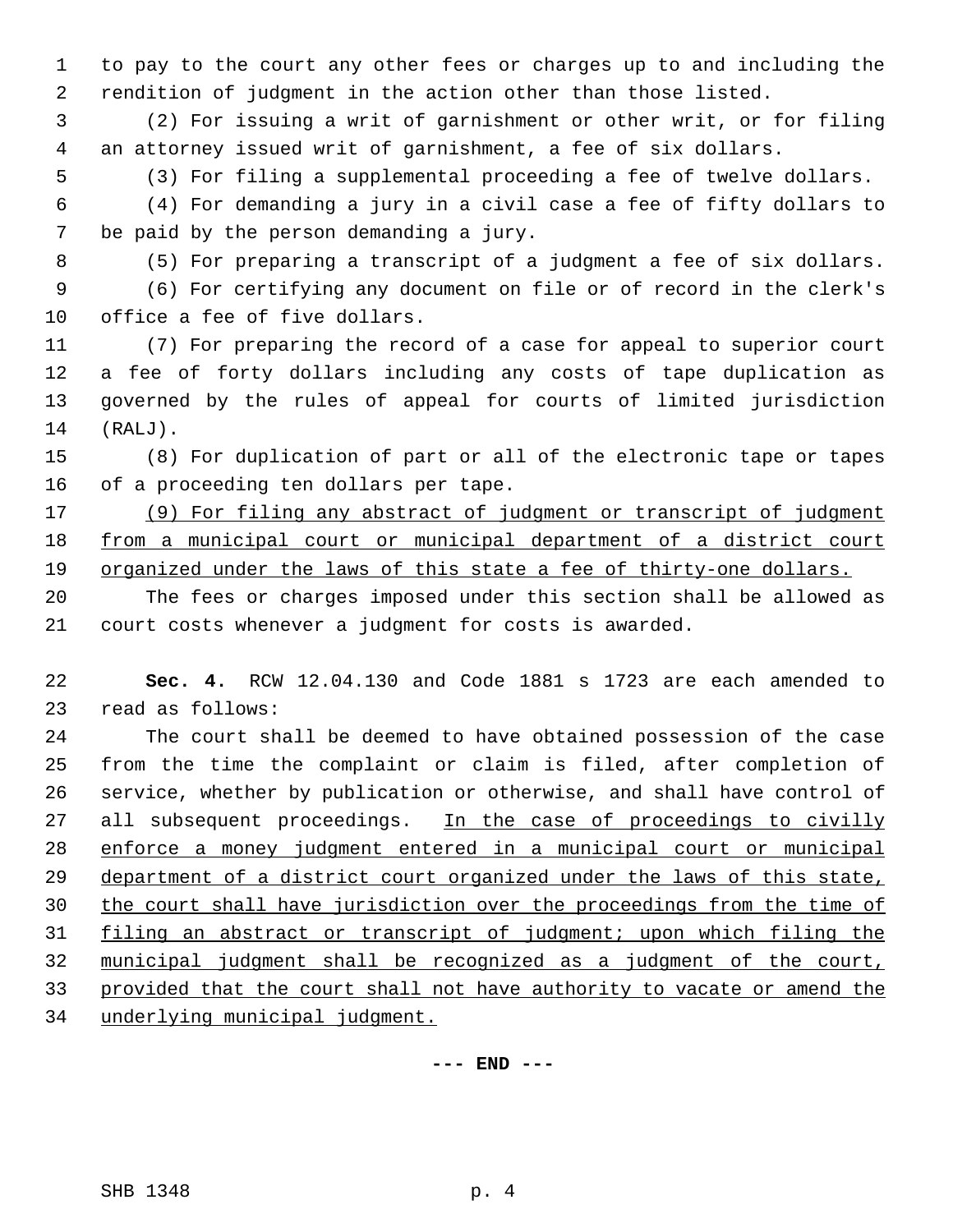to pay to the court any other fees or charges up to and including the rendition of judgment in the action other than those listed.

(2) For issuing a writ of garnishment or other writ, or for filing an attorney issued writ of garnishment, a fee of six dollars.

(3) For filing a supplemental proceeding a fee of twelve dollars.

(4) For demanding a jury in a civil case a fee of fifty dollars to be paid by the person demanding a jury.

(5) For preparing a transcript of a judgment a fee of six dollars.

(6) For certifying any document on file or of record in the clerk's office a fee of five dollars.

(7) For preparing the record of a case for appeal to superior court a fee of forty dollars including any costs of tape duplication as governed by the rules of appeal for courts of limited jurisdiction (RALJ).

(8) For duplication of part or all of the electronic tape or tapes of a proceeding ten dollars per tape.

<u>(9) For filing any abstract of judgment or transcript of judgment from a municipal court or municipal department of a district court organized under the laws of this state a fee of thirty-one dollars.</u>

The fees or charges imposed under this section shall be allowed as court costs whenever a judgment for costs is awarded.

**Sec. 4.** RCW 12.04.130 and Code 1881 s 1723 are each amended to read as follows:

The court shall be deemed to have obtained possession of the case from the time the complaint or claim is filed, after completion of service, whether by publication or otherwise, and shall have control of all subsequent proceedings. <u>In the case of proceedings to civilly enforce a money judgment entered in a municipal court or municipal department of a district court organized under the laws of this state, the court shall have jurisdiction over the proceedings from the time of filing an abstract or transcript of judgment; upon which filing the municipal judgment shall be recognized as a judgment of the court, provided that the court shall not have authority to vacate or amend the underlying municipal judgment.</u>

**--- END ---**